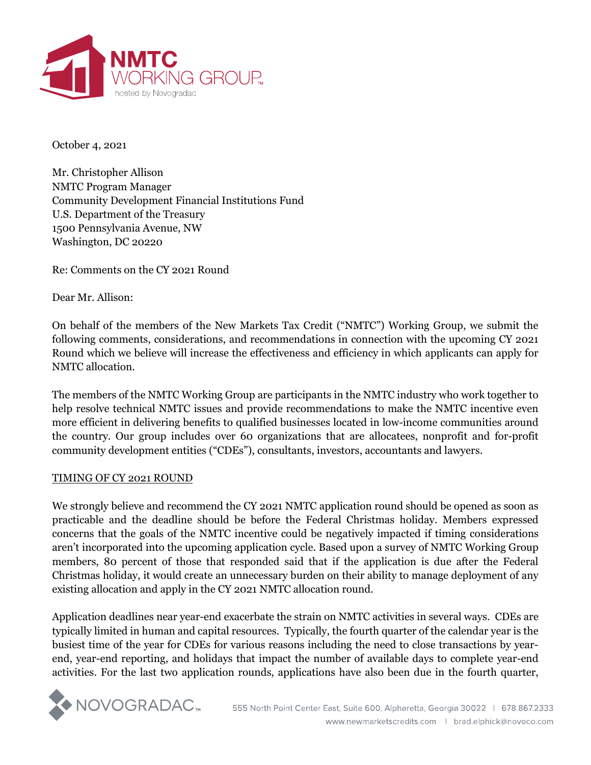October 4, 2021

Mr. Christopher Allison
NMTC Program Manager
Community Development Financial Institutions Fund
U.S. Department of the Treasury
1500 Pennsylvania Avenue, NW
Washington, DC 20220

Re: Comments on the CY 2021 Round

Dear Mr. Allison:

On behalf of the members of the New Markets Tax Credit ("NMTC") Working Group, we submit the following comments, considerations, and recommendations in connection with the upcoming CY 2021 Round which we believe will increase the effectiveness and efficiency in which applicants can apply for NMTC allocation.

The members of the NMTC Working Group are participants in the NMTC industry who work together to help resolve technical NMTC issues and provide recommendations to make the NMTC incentive even more efficient in delivering benefits to qualified businesses located in low-income communities around the country. Our group includes over 60 organizations that are allocatees, nonprofit and for-profit community development entities ("CDEs"), consultants, investors, accountants and lawyers.

TIMING OF CY 2021 ROUND

We strongly believe and recommend the CY 2021 NMTC application round should be opened as soon as practicable and the deadline should be before the Federal Christmas holiday. Members expressed concerns that the goals of the NMTC incentive could be negatively impacted if timing considerations aren't incorporated into the upcoming application cycle. Based upon a survey of NMTC Working Group members, 80 percent of those that responded said that if the application is due after the Federal Christmas holiday, it would create an unnecessary burden on their ability to manage deployment of any existing allocation and apply in the CY 2021 NMTC allocation round.

Application deadlines near year-end exacerbate the strain on NMTC activities in several ways. CDEs are typically limited in human and capital resources. Typically, the fourth quarter of the calendar year is the busiest time of the year for CDEs for various reasons including the need to close transactions by year-end, year-end reporting, and holidays that impact the number of available days to complete year-end activities. For the last two application rounds, applications have also been due in the fourth quarter,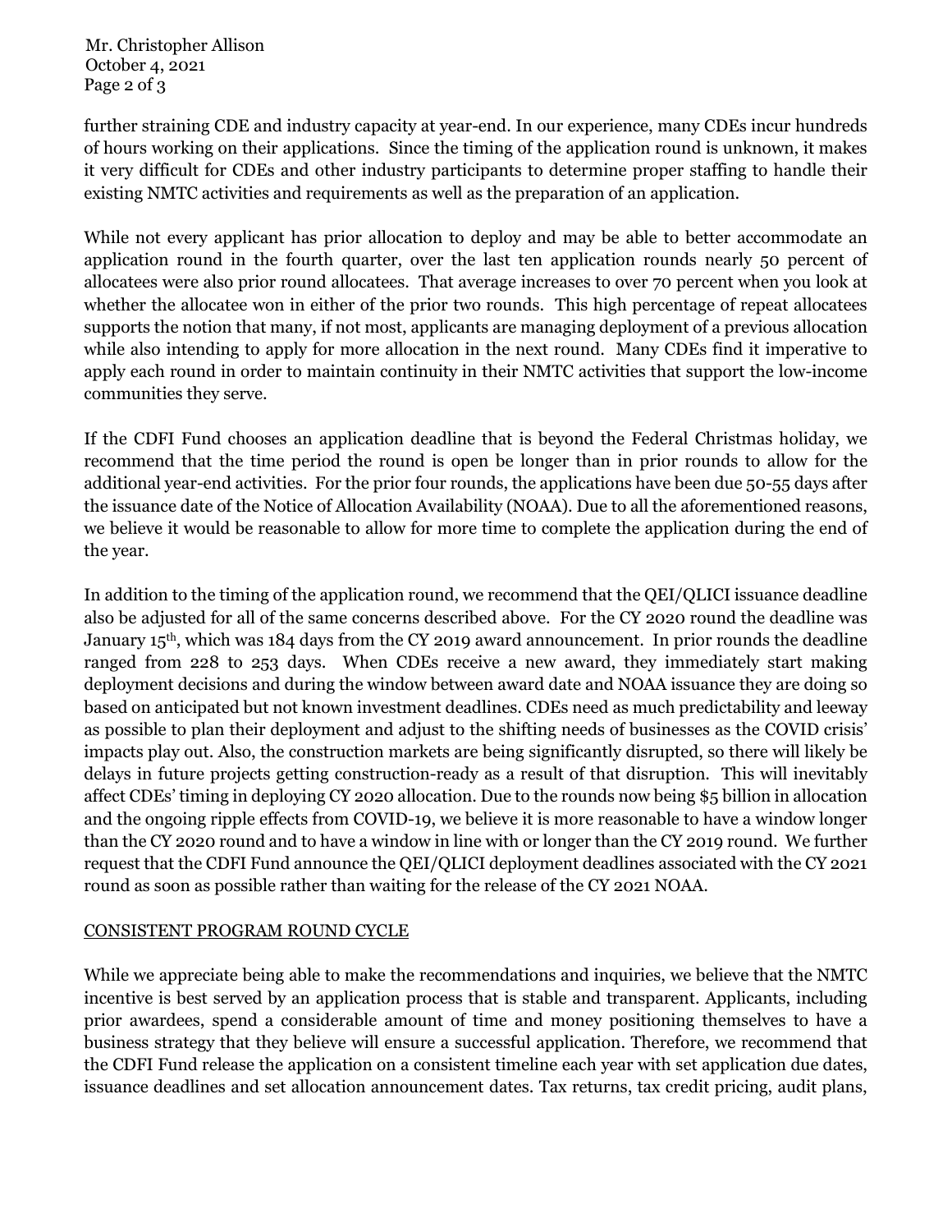further straining CDE and industry capacity at year-end. In our experience, many CDEs incur hundreds of hours working on their applications. Since the timing of the application round is unknown, it makes it very difficult for CDEs and other industry participants to determine proper staffing to handle their existing NMTC activities and requirements as well as the preparation of an application.

While not every applicant has prior allocation to deploy and may be able to better accommodate an application round in the fourth quarter, over the last ten application rounds nearly 50 percent of allocatees were also prior round allocatees. That average increases to over 70 percent when you look at whether the allocatee won in either of the prior two rounds. This high percentage of repeat allocatees supports the notion that many, if not most, applicants are managing deployment of a previous allocation while also intending to apply for more allocation in the next round. Many CDEs find it imperative to apply each round in order to maintain continuity in their NMTC activities that support the low-income communities they serve.

If the CDFI Fund chooses an application deadline that is beyond the Federal Christmas holiday, we recommend that the time period the round is open be longer than in prior rounds to allow for the additional year-end activities. For the prior four rounds, the applications have been due 50-55 days after the issuance date of the Notice of Allocation Availability (NOAA). Due to all the aforementioned reasons, we believe it would be reasonable to allow for more time to complete the application during the end of the year.

In addition to the timing of the application round, we recommend that the QEI/QLICI issuance deadline also be adjusted for all of the same concerns described above. For the CY 2020 round the deadline was January 15th, which was 184 days from the CY 2019 award announcement. In prior rounds the deadline ranged from 228 to 253 days. When CDEs receive a new award, they immediately start making deployment decisions and during the window between award date and NOAA issuance they are doing so based on anticipated but not known investment deadlines. CDEs need as much predictability and leeway as possible to plan their deployment and adjust to the shifting needs of businesses as the COVID crisis' impacts play out. Also, the construction markets are being significantly disrupted, so there will likely be delays in future projects getting construction-ready as a result of that disruption. This will inevitably affect CDEs' timing in deploying CY 2020 allocation. Due to the rounds now being $5 billion in allocation and the ongoing ripple effects from COVID-19, we believe it is more reasonable to have a window longer than the CY 2020 round and to have a window in line with or longer than the CY 2019 round. We further request that the CDFI Fund announce the QEI/QLICI deployment deadlines associated with the CY 2021 round as soon as possible rather than waiting for the release of the CY 2021 NOAA.

## CONSISTENT PROGRAM ROUND CYCLE

While we appreciate being able to make the recommendations and inquiries, we believe that the NMTC incentive is best served by an application process that is stable and transparent. Applicants, including prior awardees, spend a considerable amount of time and money positioning themselves to have a business strategy that they believe will ensure a successful application. Therefore, we recommend that the CDFI Fund release the application on a consistent timeline each year with set application due dates, issuance deadlines and set allocation announcement dates. Tax returns, tax credit pricing, audit plans,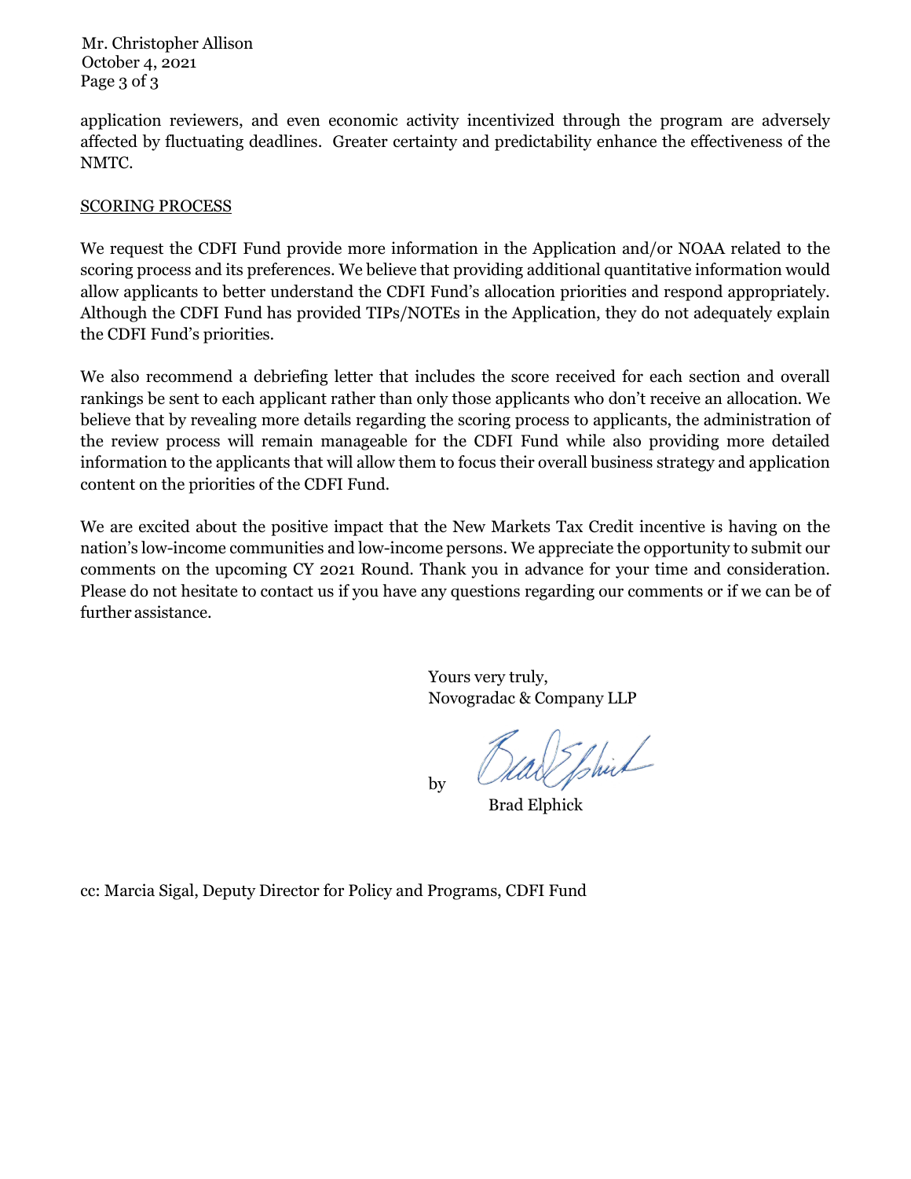application reviewers, and even economic activity incentivized through the program are adversely affected by fluctuating deadlines. Greater certainty and predictability enhance the effectiveness of the NMTC.

<u>SCORING PROCESS</u>

We request the CDFI Fund provide more information in the Application and/or NOAA related to the scoring process and its preferences. We believe that providing additional quantitative information would allow applicants to better understand the CDFI Fund's allocation priorities and respond appropriately. Although the CDFI Fund has provided TIPs/NOTEs in the Application, they do not adequately explain the CDFI Fund's priorities.

We also recommend a debriefing letter that includes the score received for each section and overall rankings be sent to each applicant rather than only those applicants who don't receive an allocation. We believe that by revealing more details regarding the scoring process to applicants, the administration of the review process will remain manageable for the CDFI Fund while also providing more detailed information to the applicants that will allow them to focus their overall business strategy and application content on the priorities of the CDFI Fund.

We are excited about the positive impact that the New Markets Tax Credit incentive is having on the nation's low-income communities and low-income persons. We appreciate the opportunity to submit our comments on the upcoming CY 2021 Round. Thank you in advance for your time and consideration. Please do not hesitate to contact us if you have any questions regarding our comments or if we can be of further assistance.

Yours very truly,
Novogradac & Company LLP

by

Brad Elphick

cc: Marcia Sigal, Deputy Director for Policy and Programs, CDFI Fund